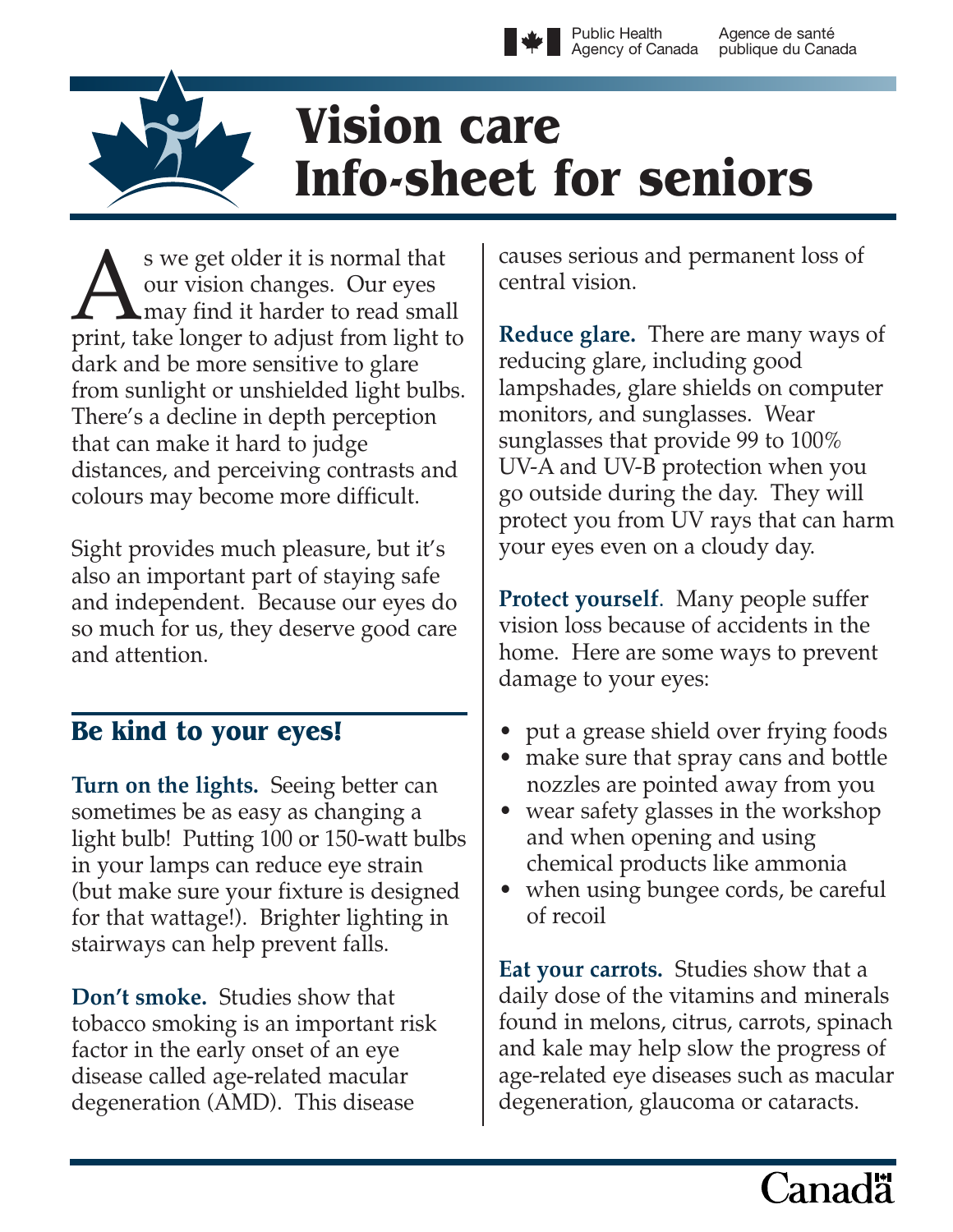# Vision care Info-sheet for seniors

As we get older it is normal that our vision changes. Our eyes may find it harder to read small print, take longer to adjust from light to dark and be more sensitive to glare from sunlight or unshielded light bulbs. There's a decline in depth perception that can make it hard to judge distances, and perceiving contrasts and colours may become more difficult.

Sight provides much pleasure, but it's also an important part of staying safe and independent. Because our eyes do so much for us, they deserve good care and attention.

## Be kind to your eyes!

**Turn on the lights.** Seeing better can sometimes be as easy as changing a light bulb! Putting 100 or 150-watt bulbs in your lamps can reduce eye strain (but make sure your fixture is designed for that wattage!). Brighter lighting in stairways can help prevent falls.

**Don't smoke.** Studies show that tobacco smoking is an important risk factor in the early onset of an eye disease called age-related macular degeneration (AMD). This disease causes serious and permanent loss of central vision.

**Reduce glare.** There are many ways of reducing glare, including good lampshades, glare shields on computer monitors, and sunglasses. Wear sunglasses that provide 99 to 100% UV-A and UV-B protection when you go outside during the day. They will protect you from UV rays that can harm your eyes even on a cloudy day.

**Protect yourself**. Many people suffer vision loss because of accidents in the home. Here are some ways to prevent damage to your eyes:

- put a grease shield over frying foods
- make sure that spray cans and bottle nozzles are pointed away from you
- wear safety glasses in the workshop and when opening and using chemical products like ammonia
- when using bungee cords, be careful of recoil

**Eat your carrots.** Studies show that a daily dose of the vitamins and minerals found in melons, citrus, carrots, spinach and kale may help slow the progress of age-related eye diseases such as macular degeneration, glaucoma or cataracts.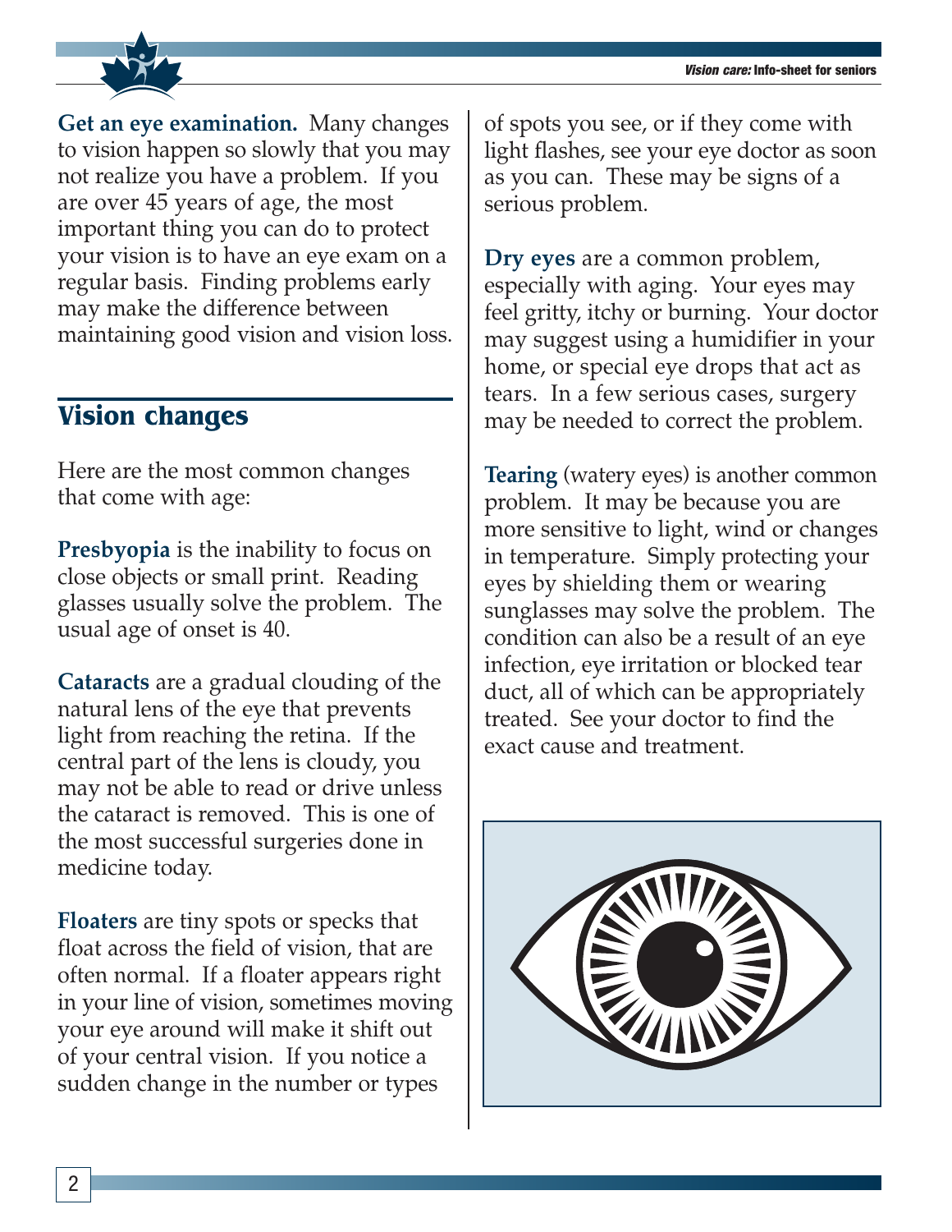**Get an eye examination.** Many changes to vision happen so slowly that you may not realize you have a problem. If you are over 45 years of age, the most important thing you can do to protect your vision is to have an eye exam on a regular basis. Finding problems early may make the difference between maintaining good vision and vision loss.

## Vision changes

Here are the most common changes that come with age:

**Presbyopia** is the inability to focus on close objects or small print. Reading glasses usually solve the problem. The usual age of onset is 40.

**Cataracts** are a gradual clouding of the natural lens of the eye that prevents light from reaching the retina. If the central part of the lens is cloudy, you may not be able to read or drive unless the cataract is removed. This is one of the most successful surgeries done in medicine today.

**Floaters** are tiny spots or specks that float across the field of vision, that are often normal. If a floater appears right in your line of vision, sometimes moving your eye around will make it shift out of your central vision. If you notice a sudden change in the number or types of spots you see, or if they come with light flashes, see your eye doctor as soon as you can. These may be signs of a serious problem.

**Dry eyes** are a common problem, especially with aging. Your eyes may feel gritty, itchy or burning. Your doctor may suggest using a humidifier in your home, or special eye drops that act as tears. In a few serious cases, surgery may be needed to correct the problem.

**Tearing** (watery eyes) is another common problem. It may be because you are more sensitive to light, wind or changes in temperature. Simply protecting your eyes by shielding them or wearing sunglasses may solve the problem. The condition can also be a result of an eye infection, eye irritation or blocked tear duct, all of which can be appropriately treated. See your doctor to find the exact cause and treatment.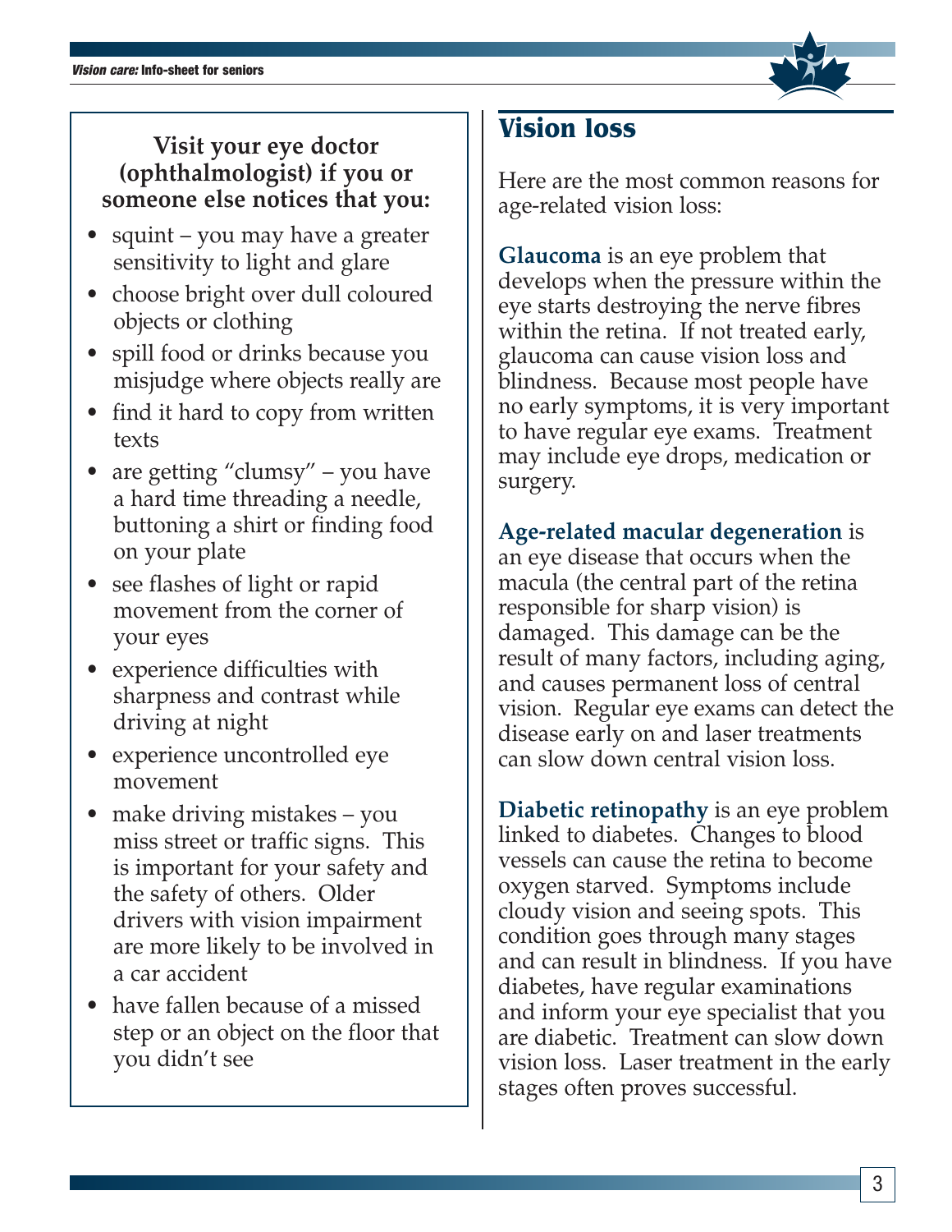**Visit your eye doctor (ophthalmologist) if you or someone else notices that you:**

- squint – you may have a greater sensitivity to light and glare
- choose bright over dull coloured objects or clothing
- spill food or drinks because you misjudge where objects really are
- find it hard to copy from written texts
- are getting "clumsy" – you have a hard time threading a needle, buttoning a shirt or finding food on your plate
- see flashes of light or rapid movement from the corner of your eyes
- experience difficulties with sharpness and contrast while driving at night
- experience uncontrolled eye movement
- make driving mistakes – you miss street or traffic signs. This is important for your safety and the safety of others. Older drivers with vision impairment are more likely to be involved in a car accident
- have fallen because of a missed step or an object on the floor that you didn't see

## Vision loss

Here are the most common reasons for age-related vision loss:

**Glaucoma** is an eye problem that develops when the pressure within the eye starts destroying the nerve fibres within the retina. If not treated early, glaucoma can cause vision loss and blindness. Because most people have no early symptoms, it is very important to have regular eye exams. Treatment may include eye drops, medication or surgery.

**Age-related macular degeneration** is an eye disease that occurs when the macula (the central part of the retina responsible for sharp vision) is damaged. This damage can be the result of many factors, including aging, and causes permanent loss of central vision. Regular eye exams can detect the disease early on and laser treatments can slow down central vision loss.

**Diabetic retinopathy** is an eye problem linked to diabetes. Changes to blood vessels can cause the retina to become oxygen starved. Symptoms include cloudy vision and seeing spots. This condition goes through many stages and can result in blindness. If you have diabetes, have regular examinations and inform your eye specialist that you are diabetic. Treatment can slow down vision loss. Laser treatment in the early stages often proves successful.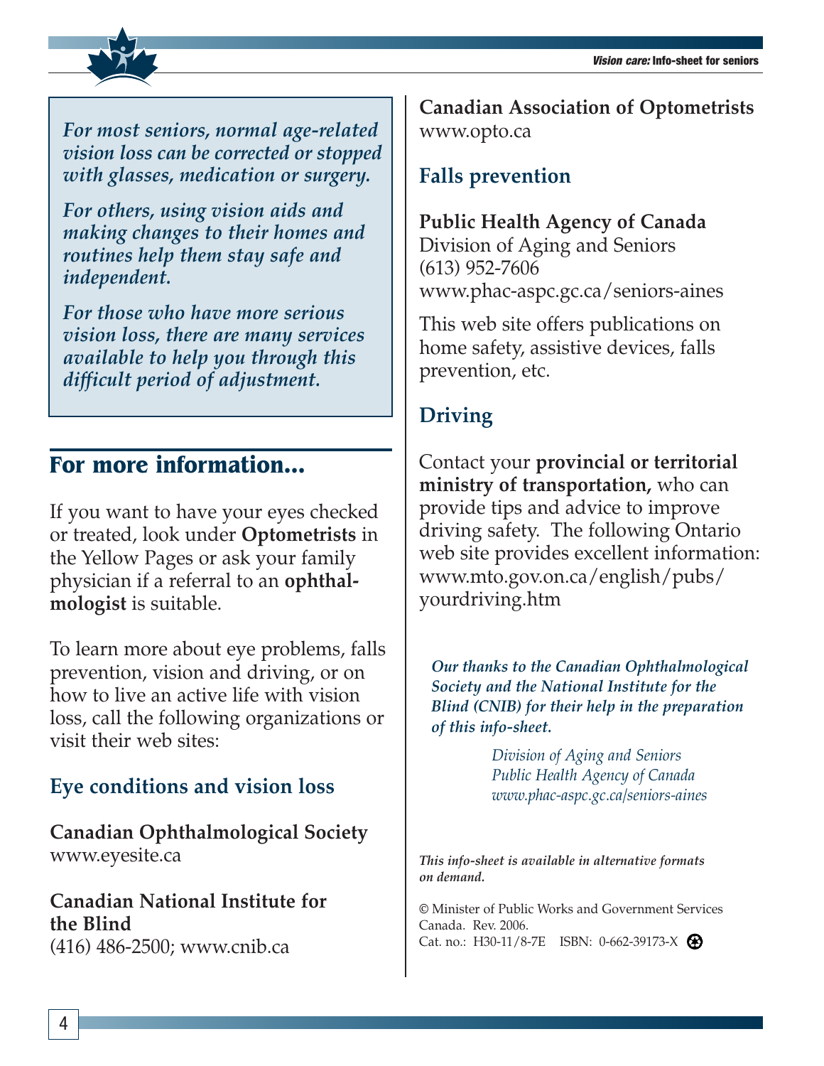*For most seniors, normal age-related vision loss can be corrected or stopped with glasses, medication or surgery.*

*For others, using vision aids and making changes to their homes and routines help them stay safe and independent.*

*For those who have more serious vision loss, there are many services available to help you through this difficult period of adjustment.*

## For more information...

If you want to have your eyes checked or treated, look under **Optometrists** in the Yellow Pages or ask your family physician if a referral to an **ophthalmologist** is suitable.

To learn more about eye problems, falls prevention, vision and driving, or on how to live an active life with vision loss, call the following organizations or visit their web sites:

### Eye conditions and vision loss

**Canadian Ophthalmological Society**
www.eyesite.ca

**Canadian National Institute for the Blind**
(416) 486-2500; www.cnib.ca

**Canadian Association of Optometrists**
www.opto.ca

### Falls prevention

**Public Health Agency of Canada**
Division of Aging and Seniors
(613) 952-7606
www.phac-aspc.gc.ca/seniors-aines

This web site offers publications on home safety, assistive devices, falls prevention, etc.

### Driving

Contact your **provincial or territorial ministry of transportation,** who can provide tips and advice to improve driving safety. The following Ontario web site provides excellent information: www.mto.gov.on.ca/english/pubs/yourdriving.htm

***Our thanks to the Canadian Ophthalmological Society and the National Institute for the Blind (CNIB) for their help in the preparation of this info-sheet.***

*Division of Aging and Seniors*
*Public Health Agency of Canada*
*www.phac-aspc.gc.ca/seniors-aines*

***This info-sheet is available in alternative formats on demand.***

© Minister of Public Works and Government Services Canada. Rev. 2006.
Cat. no.: H30-11/8-7E ISBN: 0-662-39173-X